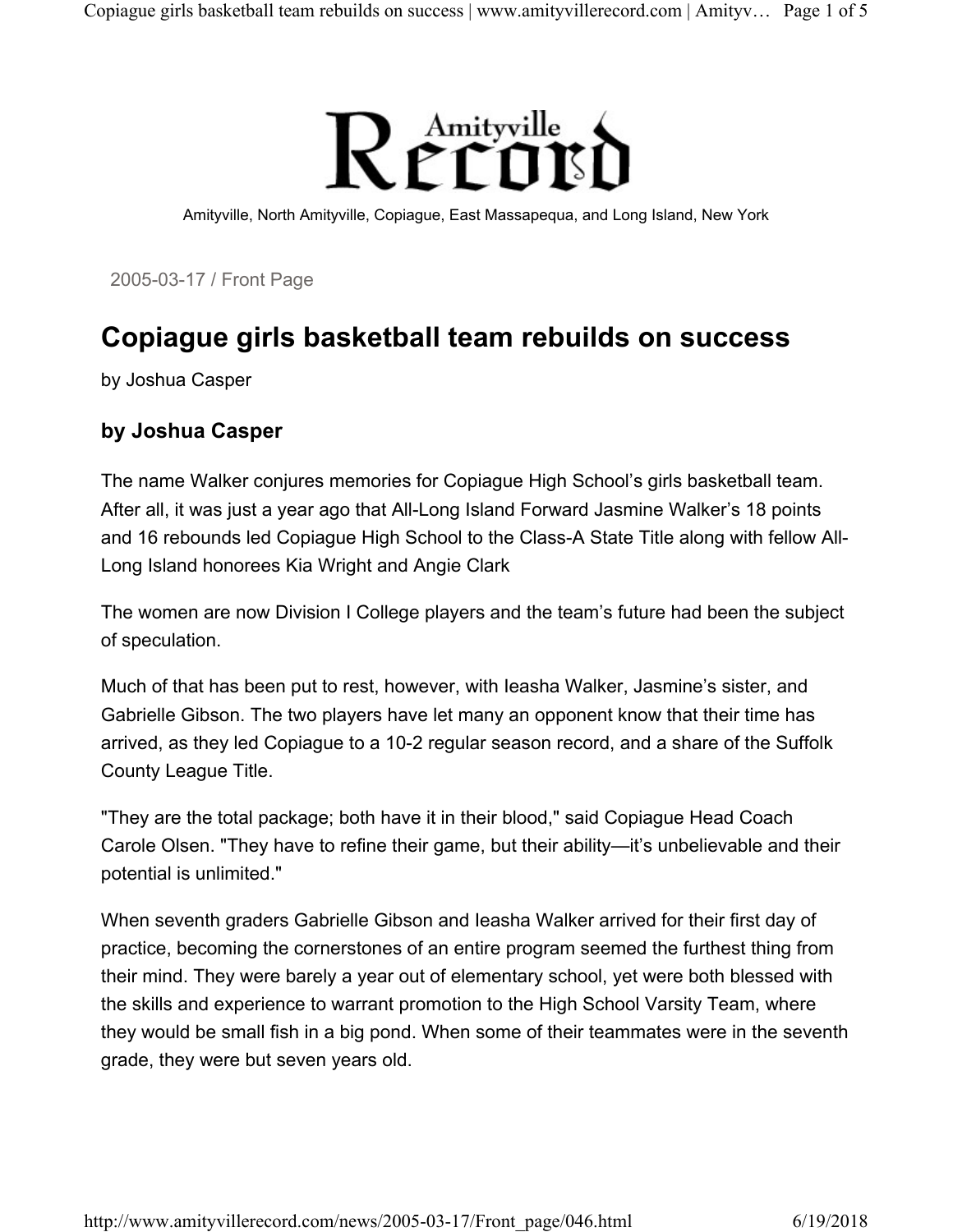Amityville Record

Amityville, North Amityville, Copiague, East Massapequa, and Long Island, New York

2005-03-17 / Front Page

# Copiague girls basketball team rebuilds on success

by Joshua Casper

### by Joshua Casper

The name Walker conjures memories for Copiague High School's girls basketball team. After all, it was just a year ago that All-Long Island Forward Jasmine Walker's 18 points and 16 rebounds led Copiague High School to the Class-A State Title along with fellow All-Long Island honorees Kia Wright and Angie Clark

The women are now Division I College players and the team's future had been the subject of speculation.

Much of that has been put to rest, however, with Ieasha Walker, Jasmine's sister, and Gabrielle Gibson. The two players have let many an opponent know that their time has arrived, as they led Copiague to a 10-2 regular season record, and a share of the Suffolk County League Title.

"They are the total package; both have it in their blood," said Copiague Head Coach Carole Olsen. "They have to refine their game, but their ability—it's unbelievable and their potential is unlimited."

When seventh graders Gabrielle Gibson and Ieasha Walker arrived for their first day of practice, becoming the cornerstones of an entire program seemed the furthest thing from their mind. They were barely a year out of elementary school, yet were both blessed with the skills and experience to warrant promotion to the High School Varsity Team, where they would be small fish in a big pond. When some of their teammates were in the seventh grade, they were but seven years old.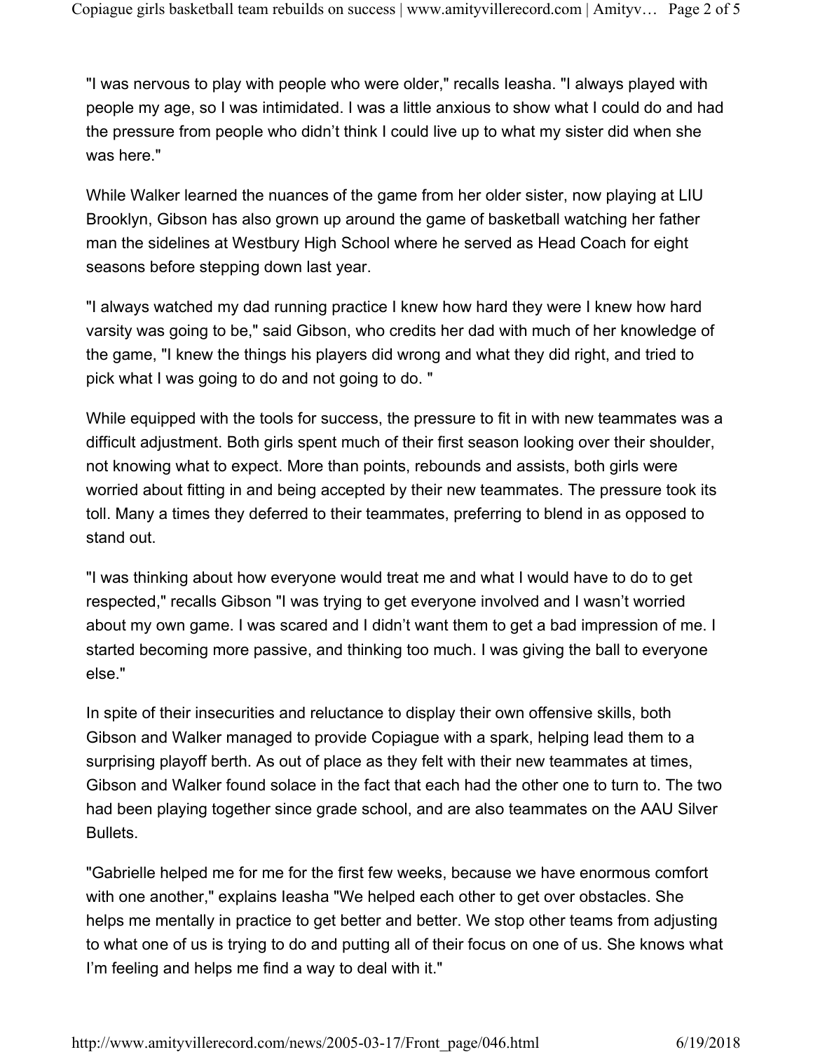"I was nervous to play with people who were older," recalls Ieasha. "I always played with people my age, so I was intimidated. I was a little anxious to show what I could do and had the pressure from people who didn't think I could live up to what my sister did when she was here."

While Walker learned the nuances of the game from her older sister, now playing at LIU Brooklyn, Gibson has also grown up around the game of basketball watching her father man the sidelines at Westbury High School where he served as Head Coach for eight seasons before stepping down last year.

"I always watched my dad running practice I knew how hard they were I knew how hard varsity was going to be," said Gibson, who credits her dad with much of her knowledge of the game, "I knew the things his players did wrong and what they did right, and tried to pick what I was going to do and not going to do. "

While equipped with the tools for success, the pressure to fit in with new teammates was a difficult adjustment. Both girls spent much of their first season looking over their shoulder, not knowing what to expect. More than points, rebounds and assists, both girls were worried about fitting in and being accepted by their new teammates. The pressure took its toll. Many a times they deferred to their teammates, preferring to blend in as opposed to stand out.

"I was thinking about how everyone would treat me and what I would have to do to get respected," recalls Gibson "I was trying to get everyone involved and I wasn't worried about my own game. I was scared and I didn't want them to get a bad impression of me. I started becoming more passive, and thinking too much. I was giving the ball to everyone else."

In spite of their insecurities and reluctance to display their own offensive skills, both Gibson and Walker managed to provide Copiague with a spark, helping lead them to a surprising playoff berth. As out of place as they felt with their new teammates at times, Gibson and Walker found solace in the fact that each had the other one to turn to. The two had been playing together since grade school, and are also teammates on the AAU Silver Bullets.

"Gabrielle helped me for me for the first few weeks, because we have enormous comfort with one another," explains Ieasha "We helped each other to get over obstacles. She helps me mentally in practice to get better and better. We stop other teams from adjusting to what one of us is trying to do and putting all of their focus on one of us. She knows what I'm feeling and helps me find a way to deal with it."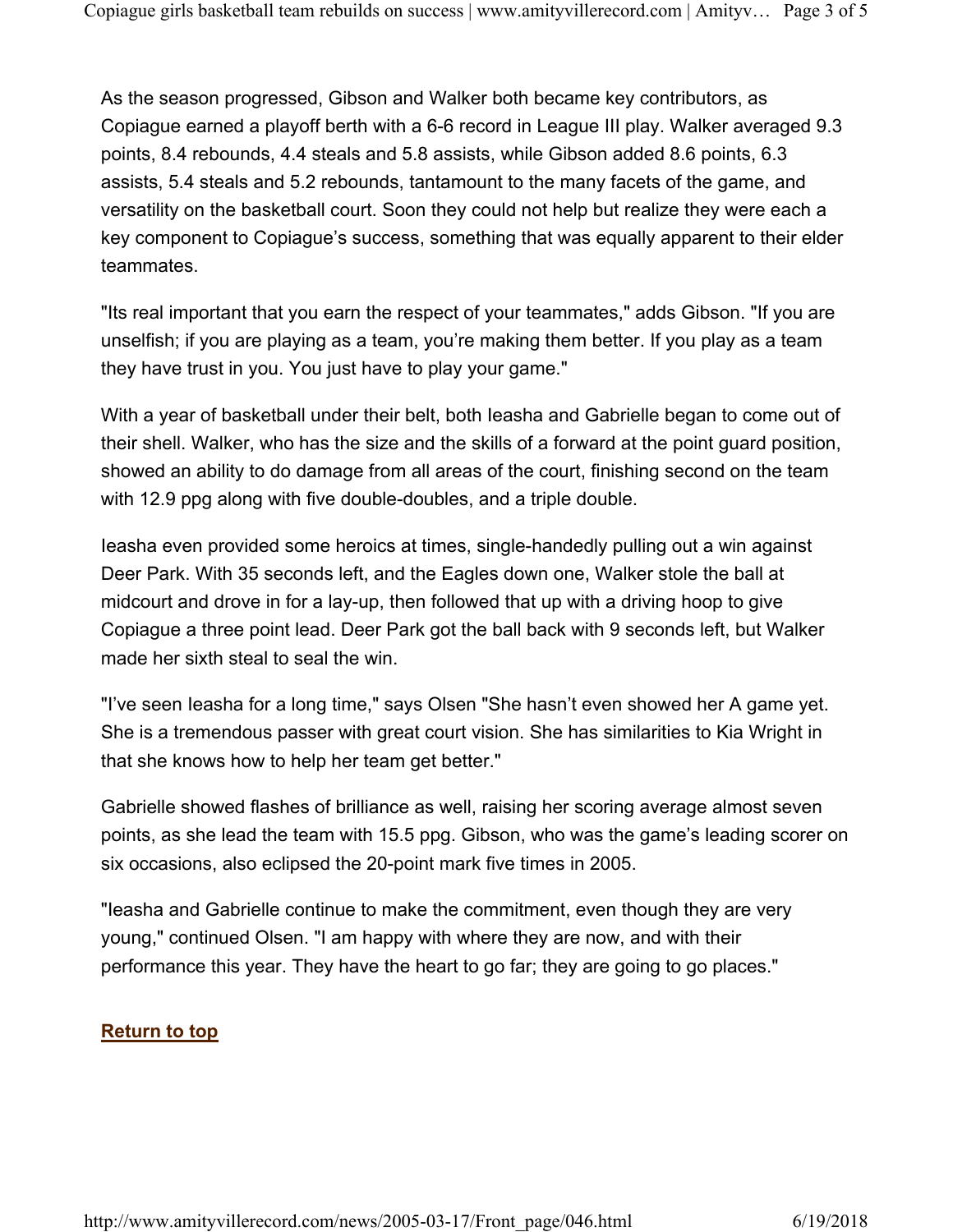As the season progressed, Gibson and Walker both became key contributors, as Copiague earned a playoff berth with a 6-6 record in League III play. Walker averaged 9.3 points, 8.4 rebounds, 4.4 steals and 5.8 assists, while Gibson added 8.6 points, 6.3 assists, 5.4 steals and 5.2 rebounds, tantamount to the many facets of the game, and versatility on the basketball court. Soon they could not help but realize they were each a key component to Copiague's success, something that was equally apparent to their elder teammates.

"Its real important that you earn the respect of your teammates," adds Gibson. "If you are unselfish; if you are playing as a team, you're making them better. If you play as a team they have trust in you. You just have to play your game."

With a year of basketball under their belt, both Ieasha and Gabrielle began to come out of their shell. Walker, who has the size and the skills of a forward at the point guard position, showed an ability to do damage from all areas of the court, finishing second on the team with 12.9 ppg along with five double-doubles, and a triple double.

Ieasha even provided some heroics at times, single-handedly pulling out a win against Deer Park. With 35 seconds left, and the Eagles down one, Walker stole the ball at midcourt and drove in for a lay-up, then followed that up with a driving hoop to give Copiague a three point lead. Deer Park got the ball back with 9 seconds left, but Walker made her sixth steal to seal the win.

"I've seen Ieasha for a long time," says Olsen "She hasn't even showed her A game yet. She is a tremendous passer with great court vision. She has similarities to Kia Wright in that she knows how to help her team get better."

Gabrielle showed flashes of brilliance as well, raising her scoring average almost seven points, as she lead the team with 15.5 ppg. Gibson, who was the game's leading scorer on six occasions, also eclipsed the 20-point mark five times in 2005.

"Ieasha and Gabrielle continue to make the commitment, even though they are very young," continued Olsen. "I am happy with where they are now, and with their performance this year. They have the heart to go far; they are going to go places."

**Return to top**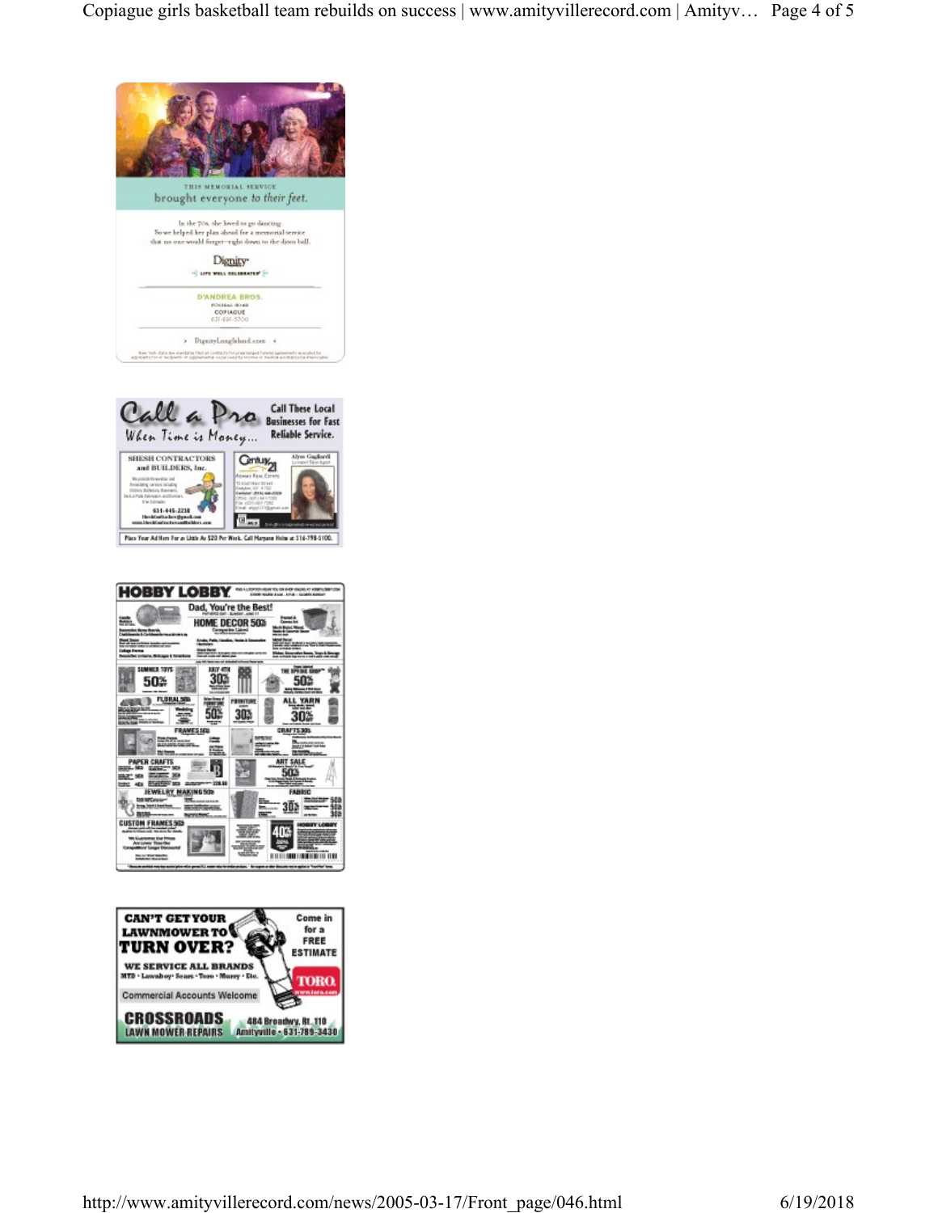THIS MEMORIAL SERVICE

brought everyone to their feet.

In the 70s, she loved to go dancing.
So we helped her plan ahead for a memorial service
that no one would forget—right down to the disco ball.

Dignity

LIFE WELL CELEBRATED

D'ANDREA BROS.
FUNERAL HOME
COPIAGUE
631-691-5700

DignityLongIsland.com

---

# Call a Pro

When Time is Money...

Call These Local Businesses for Fast Reliable Service.

SHESH CONTRACTORS and BUILDERS, Inc.

631-445-2238

Century 21

Alyse Gagliardi

Place Your Ad Here For as Little As $20 Per Week. Call Maryann Holm at 516-798-5100.

---

# HOBBY LOBBY

Dad, You're the Best!

HOME DECOR 50%

SUMMER TOYS 50%

JULY 4TH 30%

THE SPRING SHOP 50%

FLORAL 50%

FURNITURE 30%

ALL YARN 30%

FRAMES 50%

CRAFTS 30%

PAPER CRAFTS

ART SALE 50%

JEWELRY MAKING 50%

FABRIC

CUSTOM FRAMES 50%

40%

---

CAN'T GET YOUR LAWNMOWER TO TURN OVER?

Come in for a FREE ESTIMATE

WE SERVICE ALL BRANDS

MTD • Lawnboy • Sears • Toro • Murray • Etc.

Commercial Accounts Welcome

TORO
www.toro.com

CROSSROADS LAWN MOWER REPAIRS

484 Broadway, Rt. 110
Amityville • 631-789-3430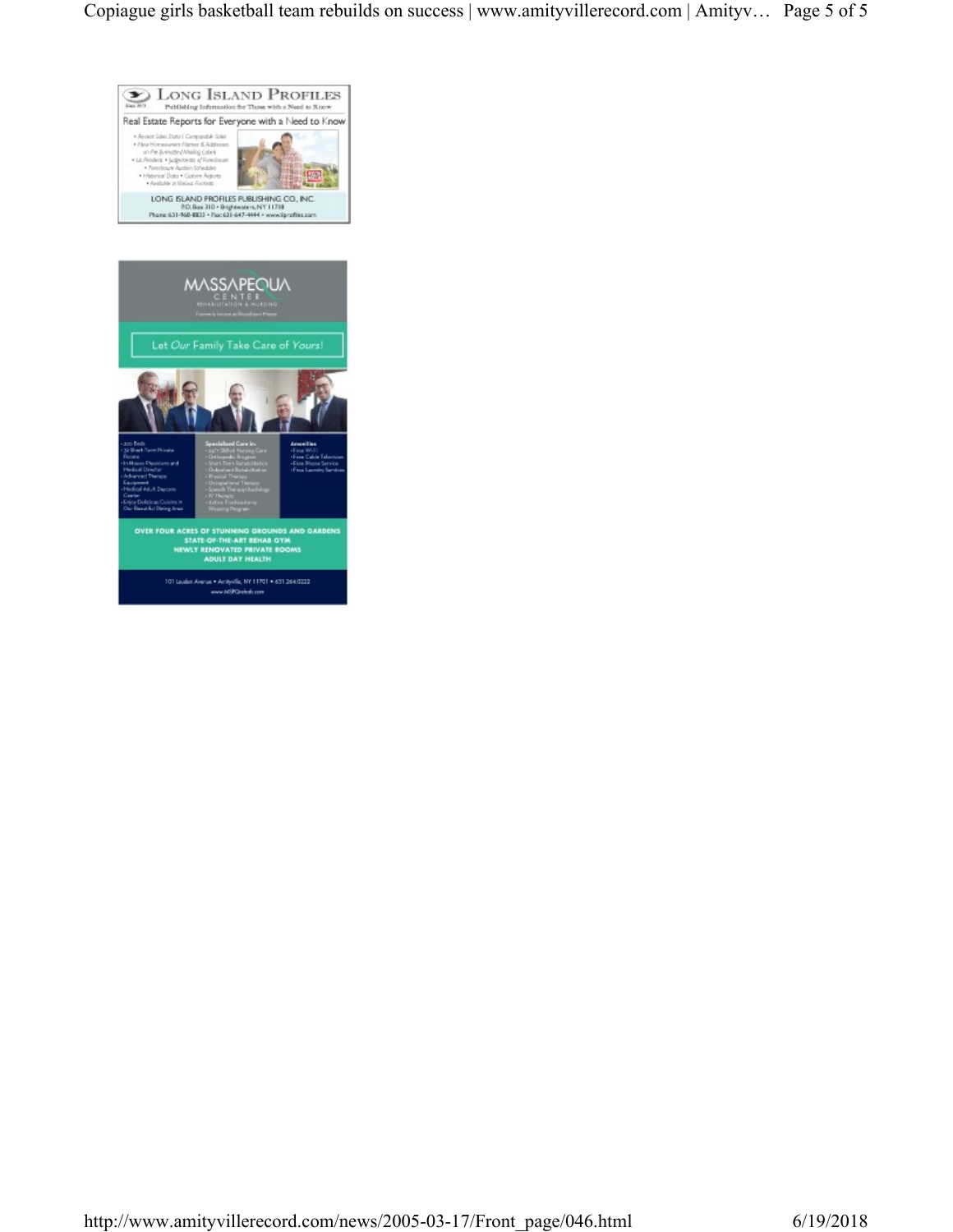**LONG ISLAND PROFILES**

Publishing Information for Those with a Need to Know

Real Estate Reports for Everyone with a Need to Know

- Recent Sales Data / Comparable Sales
- New Homeowner Names & Addresses on Pre-Sorted Mailing Labels
- Lis Pendens • Judgments of Foreclosure
- Foreclosure Auction Schedules
- Historical Data • Custom Reports
- Available in Various Formats

LONG ISLAND PROFILES PUBLISHING CO., INC.
P.O. Box 310 • Brightwaters, NY 11718
Phone: 631-968-8833 • Fax: 631-647-4444 • www.liprofiles.com

**MASSAPEQUA CENTER**
REHABILITATION & NURSING

Formerly known as Broadlawn Manor

Let *Our* Family Take Care of *Yours*!

- 320 Beds
- 32 Short-Term Private Rooms
- In-House Physicians and Medical Director
- Advanced Therapy Equipment
- Medical Adult Daycare Center
- Enjoy Delicious Cuisine in Our Beautiful Dining Area

**Specialized Care in:**

- 24/7 Skilled Nursing Care
- Orthopedic Program
- Short-Term Rehabilitation
- Outpatient Rehabilitation
- Physical Therapy
- Occupational Therapy
- Speech Therapy/Audiology
- IV Therapy
- Active Tracheostomy Weaning Program

**Amenities**

- Free Wi-Fi
- Free Cable Television
- Free Phone Service
- Free Laundry Services

OVER FOUR ACRES OF STUNNING GROUNDS AND GARDENS
STATE-OF-THE-ART REHAB GYM
NEWLY RENOVATED PRIVATE ROOMS
ADULT DAY HEALTH

101 Louden Avenue • Amityville, NY 11701 • 631.264.0222
www.MSPGrehab.com